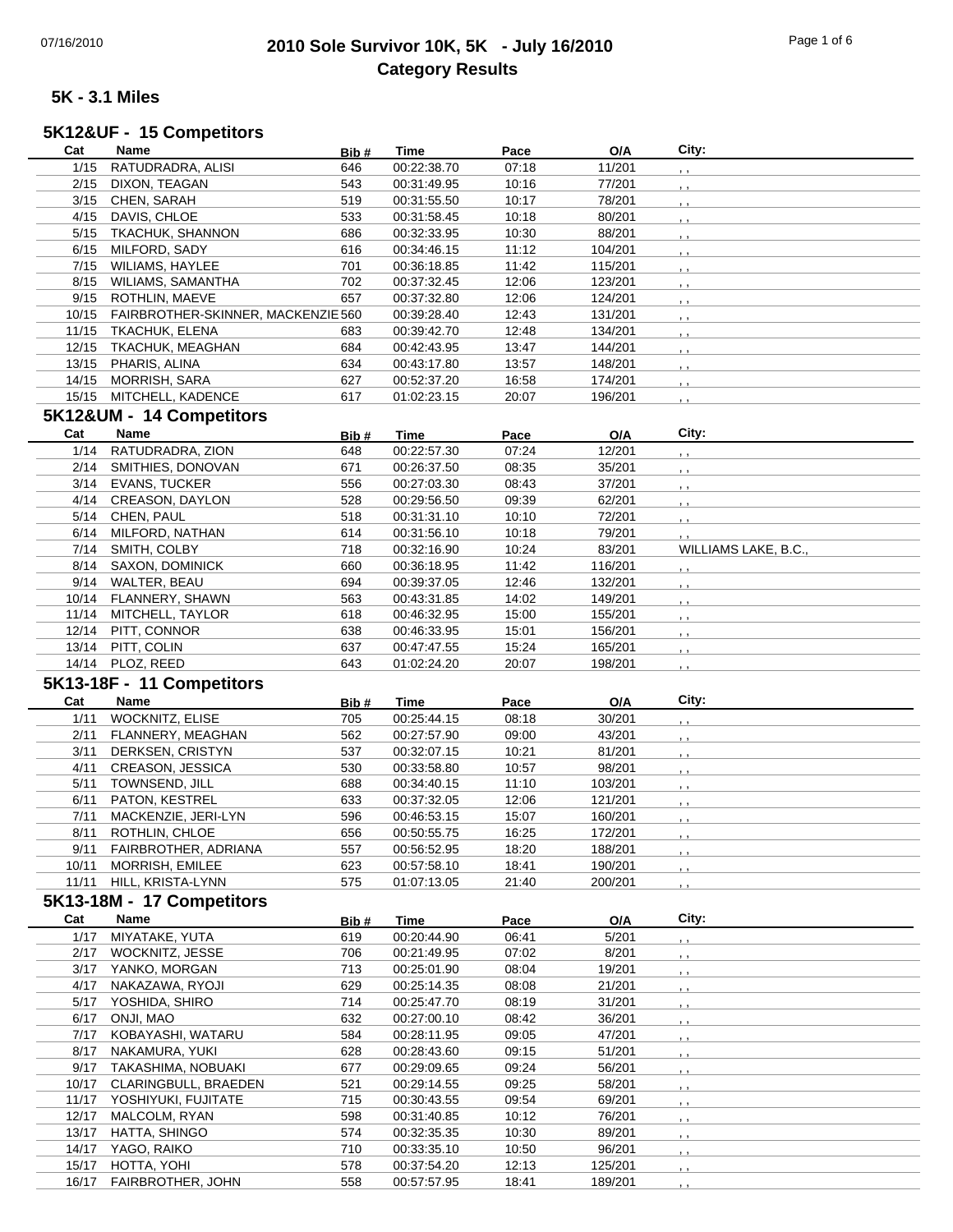# 2010 Sole Survivor 10K, 5K - July 16/2010
## Category Results

### 5K - 3.1 Miles

### 5K12&UF - 15 Competitors

| Cat | Name | Bib # | Time | Pace | O/A | City: |
|---|---|---|---|---|---|---|
| 1/15 | RATUDRADRA, ALISI | 646 | 00:22:38.70 | 07:18 | 11/201 | , , |
| 2/15 | DIXON, TEAGAN | 543 | 00:31:49.95 | 10:16 | 77/201 | , , |
| 3/15 | CHEN, SARAH | 519 | 00:31:55.50 | 10:17 | 78/201 | , , |
| 4/15 | DAVIS, CHLOE | 533 | 00:31:58.45 | 10:18 | 80/201 | , , |
| 5/15 | TKACHUK, SHANNON | 686 | 00:32:33.95 | 10:30 | 88/201 | , , |
| 6/15 | MILFORD, SADY | 616 | 00:34:46.15 | 11:12 | 104/201 | , , |
| 7/15 | WILIAMS, HAYLEE | 701 | 00:36:18.85 | 11:42 | 115/201 | , , |
| 8/15 | WILIAMS, SAMANTHA | 702 | 00:37:32.45 | 12:06 | 123/201 | , , |
| 9/15 | ROTHLIN, MAEVE | 657 | 00:37:32.80 | 12:06 | 124/201 | , , |
| 10/15 | FAIRBROTHER-SKINNER, MACKENZIE | 560 | 00:39:28.40 | 12:43 | 131/201 | , , |
| 11/15 | TKACHUK, ELENA | 683 | 00:39:42.70 | 12:48 | 134/201 | , , |
| 12/15 | TKACHUK, MEAGHAN | 684 | 00:42:43.95 | 13:47 | 144/201 | , , |
| 13/15 | PHARIS, ALINA | 634 | 00:43:17.80 | 13:57 | 148/201 | , , |
| 14/15 | MORRISH, SARA | 627 | 00:52:37.20 | 16:58 | 174/201 | , , |
| 15/15 | MITCHELL, KADENCE | 617 | 01:02:23.15 | 20:07 | 196/201 | , , |

### 5K12&UM - 14 Competitors

| Cat | Name | Bib # | Time | Pace | O/A | City: |
|---|---|---|---|---|---|---|
| 1/14 | RATUDRADRA, ZION | 648 | 00:22:57.30 | 07:24 | 12/201 | , , |
| 2/14 | SMITHIES, DONOVAN | 671 | 00:26:37.50 | 08:35 | 35/201 | , , |
| 3/14 | EVANS, TUCKER | 556 | 00:27:03.30 | 08:43 | 37/201 | , , |
| 4/14 | CREASON, DAYLON | 528 | 00:29:56.50 | 09:39 | 62/201 | , , |
| 5/14 | CHEN, PAUL | 518 | 00:31:31.10 | 10:10 | 72/201 | , , |
| 6/14 | MILFORD, NATHAN | 614 | 00:31:56.10 | 10:18 | 79/201 | , , |
| 7/14 | SMITH, COLBY | 718 | 00:32:16.90 | 10:24 | 83/201 | WILLIAMS LAKE, B.C., |
| 8/14 | SAXON, DOMINICK | 660 | 00:36:18.95 | 11:42 | 116/201 | , , |
| 9/14 | WALTER, BEAU | 694 | 00:39:37.05 | 12:46 | 132/201 | , , |
| 10/14 | FLANNERY, SHAWN | 563 | 00:43:31.85 | 14:02 | 149/201 | , , |
| 11/14 | MITCHELL, TAYLOR | 618 | 00:46:32.95 | 15:00 | 155/201 | , , |
| 12/14 | PITT, CONNOR | 638 | 00:46:33.95 | 15:01 | 156/201 | , , |
| 13/14 | PITT, COLIN | 637 | 00:47:47.55 | 15:24 | 165/201 | , , |
| 14/14 | PLOZ, REED | 643 | 01:02:24.20 | 20:07 | 198/201 | , , |

### 5K13-18F - 11 Competitors

| Cat | Name | Bib # | Time | Pace | O/A | City: |
|---|---|---|---|---|---|---|
| 1/11 | WOCKNITZ, ELISE | 705 | 00:25:44.15 | 08:18 | 30/201 | , , |
| 2/11 | FLANNERY, MEAGHAN | 562 | 00:27:57.90 | 09:00 | 43/201 | , , |
| 3/11 | DERKSEN, CRISTYN | 537 | 00:32:07.15 | 10:21 | 81/201 | , , |
| 4/11 | CREASON, JESSICA | 530 | 00:33:58.80 | 10:57 | 98/201 | , , |
| 5/11 | TOWNSEND, JILL | 688 | 00:34:40.15 | 11:10 | 103/201 | , , |
| 6/11 | PATON, KESTREL | 633 | 00:37:32.05 | 12:06 | 121/201 | , , |
| 7/11 | MACKENZIE, JERI-LYN | 596 | 00:46:53.15 | 15:07 | 160/201 | , , |
| 8/11 | ROTHLIN, CHLOE | 656 | 00:50:55.75 | 16:25 | 172/201 | , , |
| 9/11 | FAIRBROTHER, ADRIANA | 557 | 00:56:52.95 | 18:20 | 188/201 | , , |
| 10/11 | MORRISH, EMILEE | 623 | 00:57:58.10 | 18:41 | 190/201 | , , |
| 11/11 | HILL, KRISTA-LYNN | 575 | 01:07:13.05 | 21:40 | 200/201 | , , |

### 5K13-18M - 17 Competitors

| Cat | Name | Bib # | Time | Pace | O/A | City: |
|---|---|---|---|---|---|---|
| 1/17 | MIYATAKE, YUTA | 619 | 00:20:44.90 | 06:41 | 5/201 | , , |
| 2/17 | WOCKNITZ, JESSE | 706 | 00:21:49.95 | 07:02 | 8/201 | , , |
| 3/17 | YANKO, MORGAN | 713 | 00:25:01.90 | 08:04 | 19/201 | , , |
| 4/17 | NAKAZAWA, RYOJI | 629 | 00:25:14.35 | 08:08 | 21/201 | , , |
| 5/17 | YOSHIDA, SHIRO | 714 | 00:25:47.70 | 08:19 | 31/201 | , , |
| 6/17 | ONJI, MAO | 632 | 00:27:00.10 | 08:42 | 36/201 | , , |
| 7/17 | KOBAYASHI, WATARU | 584 | 00:28:11.95 | 09:05 | 47/201 | , , |
| 8/17 | NAKAMURA, YUKI | 628 | 00:28:43.60 | 09:15 | 51/201 | , , |
| 9/17 | TAKASHIMA, NOBUAKI | 677 | 00:29:09.65 | 09:24 | 56/201 | , , |
| 10/17 | CLARINGBULL, BRAEDEN | 521 | 00:29:14.55 | 09:25 | 58/201 | , , |
| 11/17 | YOSHIYUKI, FUJITATE | 715 | 00:30:43.55 | 09:54 | 69/201 | , , |
| 12/17 | MALCOLM, RYAN | 598 | 00:31:40.85 | 10:12 | 76/201 | , , |
| 13/17 | HATTA, SHINGO | 574 | 00:32:35.35 | 10:30 | 89/201 | , , |
| 14/17 | YAGO, RAIKO | 710 | 00:33:35.10 | 10:50 | 96/201 | , , |
| 15/17 | HOTTA, YOHI | 578 | 00:37:54.20 | 12:13 | 125/201 | , , |
| 16/17 | FAIRBROTHER, JOHN | 558 | 00:57:57.95 | 18:41 | 189/201 | , , |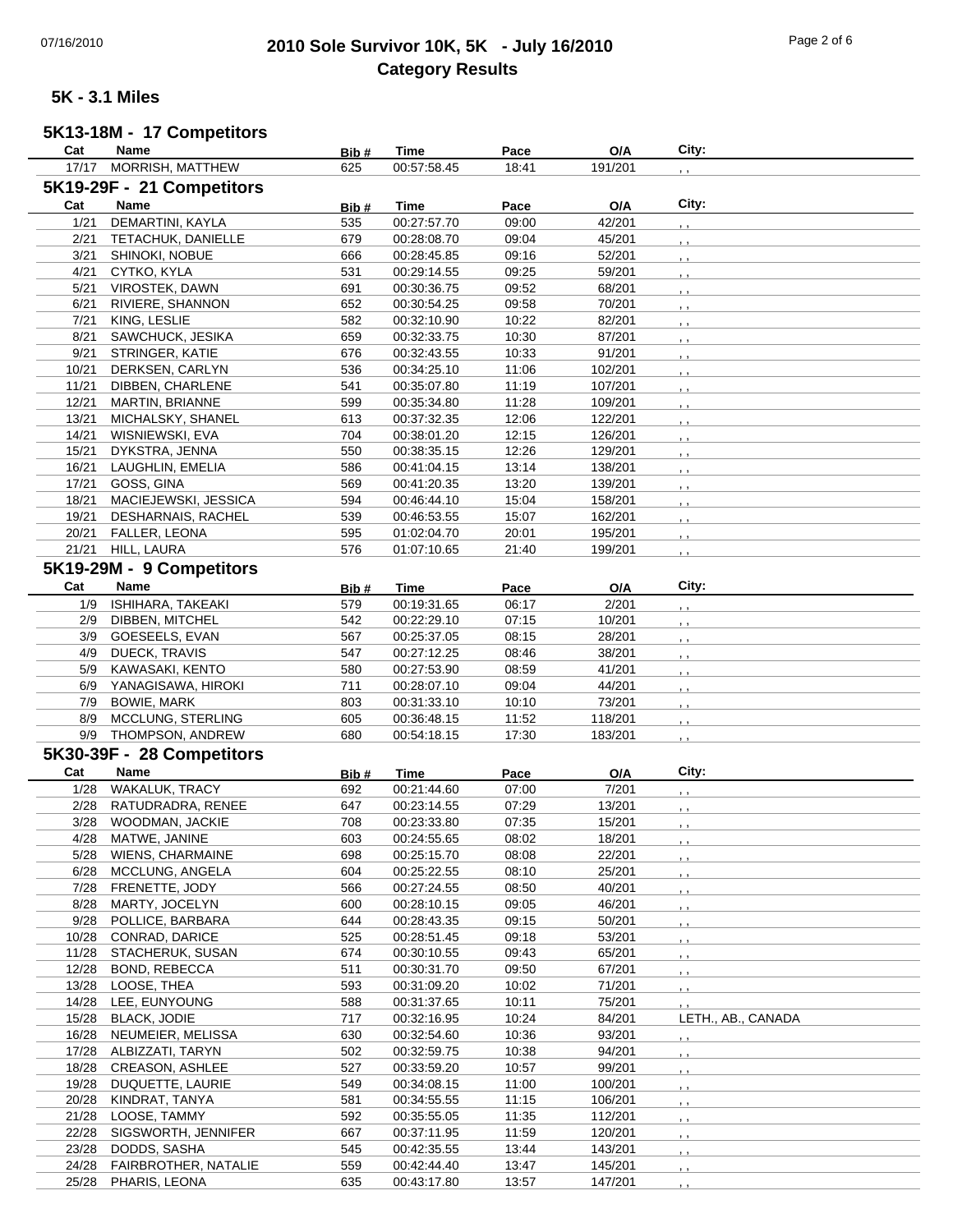# 2010 Sole Survivor 10K, 5K - July 16/2010
## Category Results

### 5K - 3.1 Miles

#### 5K13-18M - 17 Competitors

| Cat | Name | Bib # | Time | Pace | O/A | City: |
|---|---|---|---|---|---|---|
| 17/17 | MORRISH, MATTHEW | 625 | 00:57:58.45 | 18:41 | 191/201 | , , |

#### 5K19-29F - 21 Competitors

| Cat | Name | Bib # | Time | Pace | O/A | City: |
|---|---|---|---|---|---|---|
| 1/21 | DEMARTINI, KAYLA | 535 | 00:27:57.70 | 09:00 | 42/201 | , , |
| 2/21 | TETACHUK, DANIELLE | 679 | 00:28:08.70 | 09:04 | 45/201 | , , |
| 3/21 | SHINOKI, NOBUE | 666 | 00:28:45.85 | 09:16 | 52/201 | , , |
| 4/21 | CYTKO, KYLA | 531 | 00:29:14.55 | 09:25 | 59/201 | , , |
| 5/21 | VIROSTEK, DAWN | 691 | 00:30:36.75 | 09:52 | 68/201 | , , |
| 6/21 | RIVIERE, SHANNON | 652 | 00:30:54.25 | 09:58 | 70/201 | , , |
| 7/21 | KING, LESLIE | 582 | 00:32:10.90 | 10:22 | 82/201 | , , |
| 8/21 | SAWCHUCK, JESIKA | 659 | 00:32:33.75 | 10:30 | 87/201 | , , |
| 9/21 | STRINGER, KATIE | 676 | 00:32:43.55 | 10:33 | 91/201 | , , |
| 10/21 | DERKSEN, CARLYN | 536 | 00:34:25.10 | 11:06 | 102/201 | , , |
| 11/21 | DIBBEN, CHARLENE | 541 | 00:35:07.80 | 11:19 | 107/201 | , , |
| 12/21 | MARTIN, BRIANNE | 599 | 00:35:34.80 | 11:28 | 109/201 | , , |
| 13/21 | MICHALSKY, SHANEL | 613 | 00:37:32.35 | 12:06 | 122/201 | , , |
| 14/21 | WISNIEWSKI, EVA | 704 | 00:38:01.20 | 12:15 | 126/201 | , , |
| 15/21 | DYKSTRA, JENNA | 550 | 00:38:35.15 | 12:26 | 129/201 | , , |
| 16/21 | LAUGHLIN, EMELIA | 586 | 00:41:04.15 | 13:14 | 138/201 | , , |
| 17/21 | GOSS, GINA | 569 | 00:41:20.35 | 13:20 | 139/201 | , , |
| 18/21 | MACIEJEWSKI, JESSICA | 594 | 00:46:44.10 | 15:04 | 158/201 | , , |
| 19/21 | DESHARNAIS, RACHEL | 539 | 00:46:53.55 | 15:07 | 162/201 | , , |
| 20/21 | FALLER, LEONA | 595 | 01:02:04.70 | 20:01 | 195/201 | , , |
| 21/21 | HILL, LAURA | 576 | 01:07:10.65 | 21:40 | 199/201 | , , |

#### 5K19-29M - 9 Competitors

| Cat | Name | Bib # | Time | Pace | O/A | City: |
|---|---|---|---|---|---|---|
| 1/9 | ISHIHARA, TAKEAKI | 579 | 00:19:31.65 | 06:17 | 2/201 | , , |
| 2/9 | DIBBEN, MITCHEL | 542 | 00:22:29.10 | 07:15 | 10/201 | , , |
| 3/9 | GOESEELS, EVAN | 567 | 00:25:37.05 | 08:15 | 28/201 | , , |
| 4/9 | DUECK, TRAVIS | 547 | 00:27:12.25 | 08:46 | 38/201 | , , |
| 5/9 | KAWASAKI, KENTO | 580 | 00:27:53.90 | 08:59 | 41/201 | , , |
| 6/9 | YANAGISAWA, HIROKI | 711 | 00:28:07.10 | 09:04 | 44/201 | , , |
| 7/9 | BOWIE, MARK | 803 | 00:31:33.10 | 10:10 | 73/201 | , , |
| 8/9 | MCCLUNG, STERLING | 605 | 00:36:48.15 | 11:52 | 118/201 | , , |
| 9/9 | THOMPSON, ANDREW | 680 | 00:54:18.15 | 17:30 | 183/201 | , , |

#### 5K30-39F - 28 Competitors

| Cat | Name | Bib # | Time | Pace | O/A | City: |
|---|---|---|---|---|---|---|
| 1/28 | WAKALUK, TRACY | 692 | 00:21:44.60 | 07:00 | 7/201 | , , |
| 2/28 | RATUDRADRA, RENEE | 647 | 00:23:14.55 | 07:29 | 13/201 | , , |
| 3/28 | WOODMAN, JACKIE | 708 | 00:23:33.80 | 07:35 | 15/201 | , , |
| 4/28 | MATWE, JANINE | 603 | 00:24:55.65 | 08:02 | 18/201 | , , |
| 5/28 | WIENS, CHARMAINE | 698 | 00:25:15.70 | 08:08 | 22/201 | , , |
| 6/28 | MCCLUNG, ANGELA | 604 | 00:25:22.55 | 08:10 | 25/201 | , , |
| 7/28 | FRENETTE, JODY | 566 | 00:27:24.55 | 08:50 | 40/201 | , , |
| 8/28 | MARTY, JOCELYN | 600 | 00:28:10.15 | 09:05 | 46/201 | , , |
| 9/28 | POLLICE, BARBARA | 644 | 00:28:43.35 | 09:15 | 50/201 | , , |
| 10/28 | CONRAD, DARICE | 525 | 00:28:51.45 | 09:18 | 53/201 | , , |
| 11/28 | STACHERUK, SUSAN | 674 | 00:30:10.55 | 09:43 | 65/201 | , , |
| 12/28 | BOND, REBECCA | 511 | 00:30:31.70 | 09:50 | 67/201 | , , |
| 13/28 | LOOSE, THEA | 593 | 00:31:09.20 | 10:02 | 71/201 | , , |
| 14/28 | LEE, EUNYOUNG | 588 | 00:31:37.65 | 10:11 | 75/201 | , , |
| 15/28 | BLACK, JODIE | 717 | 00:32:16.95 | 10:24 | 84/201 | LETH., AB., CANADA |
| 16/28 | NEUMEIER, MELISSA | 630 | 00:32:54.60 | 10:36 | 93/201 | , , |
| 17/28 | ALBIZZATI, TARYN | 502 | 00:32:59.75 | 10:38 | 94/201 | , , |
| 18/28 | CREASON, ASHLEE | 527 | 00:33:59.20 | 10:57 | 99/201 | , , |
| 19/28 | DUQUETTE, LAURIE | 549 | 00:34:08.15 | 11:00 | 100/201 | , , |
| 20/28 | KINDRAT, TANYA | 581 | 00:34:55.55 | 11:15 | 106/201 | , , |
| 21/28 | LOOSE, TAMMY | 592 | 00:35:55.05 | 11:35 | 112/201 | , , |
| 22/28 | SIGSWORTH, JENNIFER | 667 | 00:37:11.95 | 11:59 | 120/201 | , , |
| 23/28 | DODDS, SASHA | 545 | 00:42:35.55 | 13:44 | 143/201 | , , |
| 24/28 | FAIRBROTHER, NATALIE | 559 | 00:42:44.40 | 13:47 | 145/201 | , , |
| 25/28 | PHARIS, LEONA | 635 | 00:43:17.80 | 13:57 | 147/201 | , , |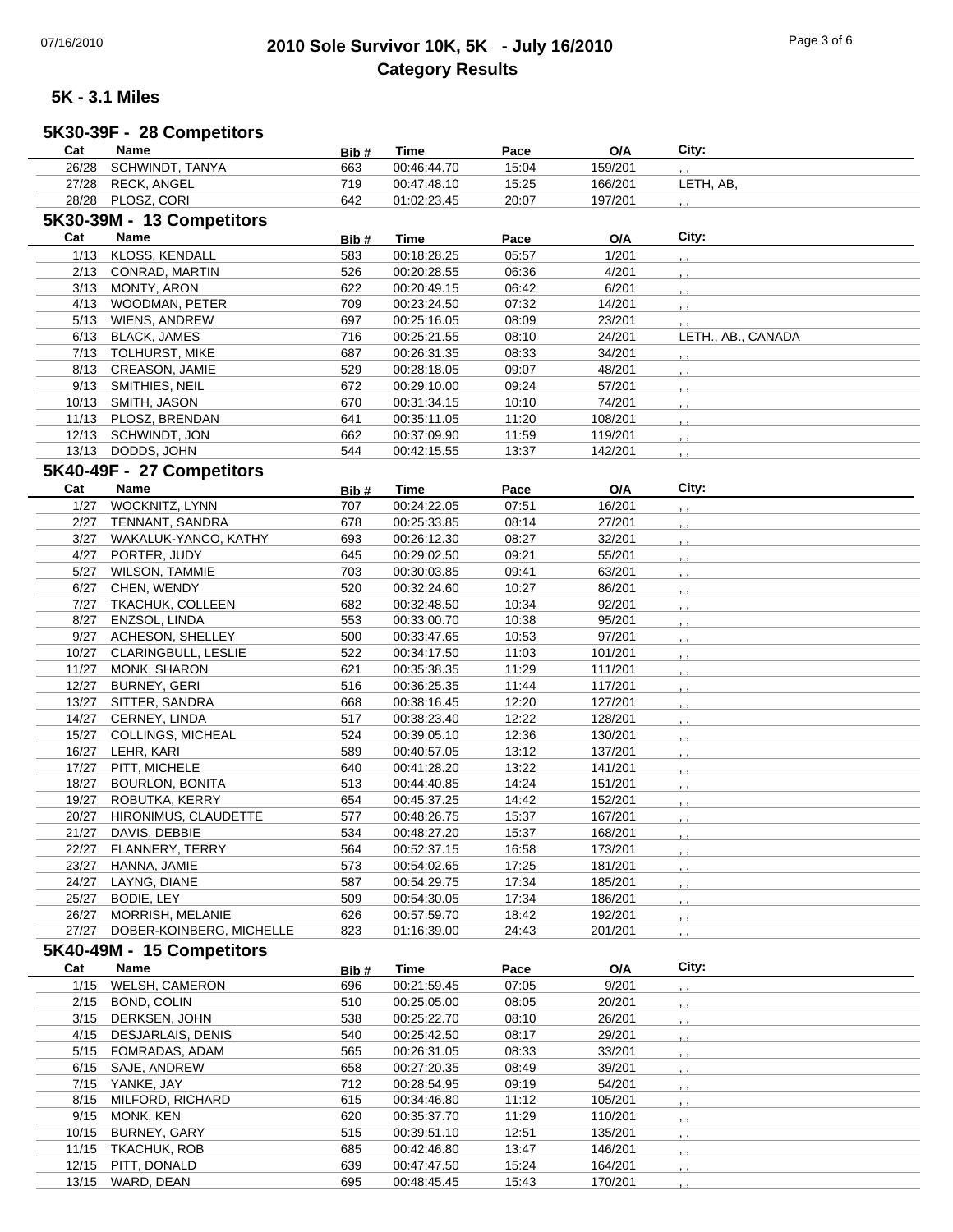# 2010 Sole Survivor 10K, 5K - July 16/2010

## Category Results

### 5K - 3.1 Miles

#### 5K30-39F - 28 Competitors

| Cat | Name | Bib # | Time | Pace | O/A | City: |
|---|---|---|---|---|---|---|
| 26/28 | SCHWINDT, TANYA | 663 | 00:46:44.70 | 15:04 | 159/201 | , , |
| 27/28 | RECK, ANGEL | 719 | 00:47:48.10 | 15:25 | 166/201 | LETH, AB, |
| 28/28 | PLOSZ, CORI | 642 | 01:02:23.45 | 20:07 | 197/201 | , , |

#### 5K30-39M - 13 Competitors

| Cat | Name | Bib # | Time | Pace | O/A | City: |
|---|---|---|---|---|---|---|
| 1/13 | KLOSS, KENDALL | 583 | 00:18:28.25 | 05:57 | 1/201 | , , |
| 2/13 | CONRAD, MARTIN | 526 | 00:20:28.55 | 06:36 | 4/201 | , , |
| 3/13 | MONTY, ARON | 622 | 00:20:49.15 | 06:42 | 6/201 | , , |
| 4/13 | WOODMAN, PETER | 709 | 00:23:24.50 | 07:32 | 14/201 | , , |
| 5/13 | WIENS, ANDREW | 697 | 00:25:16.05 | 08:09 | 23/201 | , , |
| 6/13 | BLACK, JAMES | 716 | 00:25:21.55 | 08:10 | 24/201 | LETH., AB., CANADA |
| 7/13 | TOLHURST, MIKE | 687 | 00:26:31.35 | 08:33 | 34/201 | , , |
| 8/13 | CREASON, JAMIE | 529 | 00:28:18.05 | 09:07 | 48/201 | , , |
| 9/13 | SMITHIES, NEIL | 672 | 00:29:10.00 | 09:24 | 57/201 | , , |
| 10/13 | SMITH, JASON | 670 | 00:31:34.15 | 10:10 | 74/201 | , , |
| 11/13 | PLOSZ, BRENDAN | 641 | 00:35:11.05 | 11:20 | 108/201 | , , |
| 12/13 | SCHWINDT, JON | 662 | 00:37:09.90 | 11:59 | 119/201 | , , |
| 13/13 | DODDS, JOHN | 544 | 00:42:15.55 | 13:37 | 142/201 | , , |

#### 5K40-49F - 27 Competitors

| Cat | Name | Bib # | Time | Pace | O/A | City: |
|---|---|---|---|---|---|---|
| 1/27 | WOCKNITZ, LYNN | 707 | 00:24:22.05 | 07:51 | 16/201 | , , |
| 2/27 | TENNANT, SANDRA | 678 | 00:25:33.85 | 08:14 | 27/201 | , , |
| 3/27 | WAKALUK-YANCO, KATHY | 693 | 00:26:12.30 | 08:27 | 32/201 | , , |
| 4/27 | PORTER, JUDY | 645 | 00:29:02.50 | 09:21 | 55/201 | , , |
| 5/27 | WILSON, TAMMIE | 703 | 00:30:03.85 | 09:41 | 63/201 | , , |
| 6/27 | CHEN, WENDY | 520 | 00:32:24.60 | 10:27 | 86/201 | , , |
| 7/27 | TKACHUK, COLLEEN | 682 | 00:32:48.50 | 10:34 | 92/201 | , , |
| 8/27 | ENZSOL, LINDA | 553 | 00:33:00.70 | 10:38 | 95/201 | , , |
| 9/27 | ACHESON, SHELLEY | 500 | 00:33:47.65 | 10:53 | 97/201 | , , |
| 10/27 | CLARINGBULL, LESLIE | 522 | 00:34:17.50 | 11:03 | 101/201 | , , |
| 11/27 | MONK, SHARON | 621 | 00:35:38.35 | 11:29 | 111/201 | , , |
| 12/27 | BURNEY, GERI | 516 | 00:36:25.35 | 11:44 | 117/201 | , , |
| 13/27 | SITTER, SANDRA | 668 | 00:38:16.45 | 12:20 | 127/201 | , , |
| 14/27 | CERNEY, LINDA | 517 | 00:38:23.40 | 12:22 | 128/201 | , , |
| 15/27 | COLLINGS, MICHEAL | 524 | 00:39:05.10 | 12:36 | 130/201 | , , |
| 16/27 | LEHR, KARI | 589 | 00:40:57.05 | 13:12 | 137/201 | , , |
| 17/27 | PITT, MICHELE | 640 | 00:41:28.20 | 13:22 | 141/201 | , , |
| 18/27 | BOURLON, BONITA | 513 | 00:44:40.85 | 14:24 | 151/201 | , , |
| 19/27 | ROBUTKA, KERRY | 654 | 00:45:37.25 | 14:42 | 152/201 | , , |
| 20/27 | HIRONIMUS, CLAUDETTE | 577 | 00:48:26.75 | 15:37 | 167/201 | , , |
| 21/27 | DAVIS, DEBBIE | 534 | 00:48:27.20 | 15:37 | 168/201 | , , |
| 22/27 | FLANNERY, TERRY | 564 | 00:52:37.15 | 16:58 | 173/201 | , , |
| 23/27 | HANNA, JAMIE | 573 | 00:54:02.65 | 17:25 | 181/201 | , , |
| 24/27 | LAYNG, DIANE | 587 | 00:54:29.75 | 17:34 | 185/201 | , , |
| 25/27 | BODIE, LEY | 509 | 00:54:30.05 | 17:34 | 186/201 | , , |
| 26/27 | MORRISH, MELANIE | 626 | 00:57:59.70 | 18:42 | 192/201 | , , |
| 27/27 | DOBER-KOINBERG, MICHELLE | 823 | 01:16:39.00 | 24:43 | 201/201 | , , |

#### 5K40-49M - 15 Competitors

| Cat | Name | Bib # | Time | Pace | O/A | City: |
|---|---|---|---|---|---|---|
| 1/15 | WELSH, CAMERON | 696 | 00:21:59.45 | 07:05 | 9/201 | , , |
| 2/15 | BOND, COLIN | 510 | 00:25:05.00 | 08:05 | 20/201 | , , |
| 3/15 | DERKSEN, JOHN | 538 | 00:25:22.70 | 08:10 | 26/201 | , , |
| 4/15 | DESJARLAIS, DENIS | 540 | 00:25:42.50 | 08:17 | 29/201 | , , |
| 5/15 | FOMRADAS, ADAM | 565 | 00:26:31.05 | 08:33 | 33/201 | , , |
| 6/15 | SAJE, ANDREW | 658 | 00:27:20.35 | 08:49 | 39/201 | , , |
| 7/15 | YANKE, JAY | 712 | 00:28:54.95 | 09:19 | 54/201 | , , |
| 8/15 | MILFORD, RICHARD | 615 | 00:34:46.80 | 11:12 | 105/201 | , , |
| 9/15 | MONK, KEN | 620 | 00:35:37.70 | 11:29 | 110/201 | , , |
| 10/15 | BURNEY, GARY | 515 | 00:39:51.10 | 12:51 | 135/201 | , , |
| 11/15 | TKACHUK, ROB | 685 | 00:42:46.80 | 13:47 | 146/201 | , , |
| 12/15 | PITT, DONALD | 639 | 00:47:47.50 | 15:24 | 164/201 | , , |
| 13/15 | WARD, DEAN | 695 | 00:48:45.45 | 15:43 | 170/201 | , , |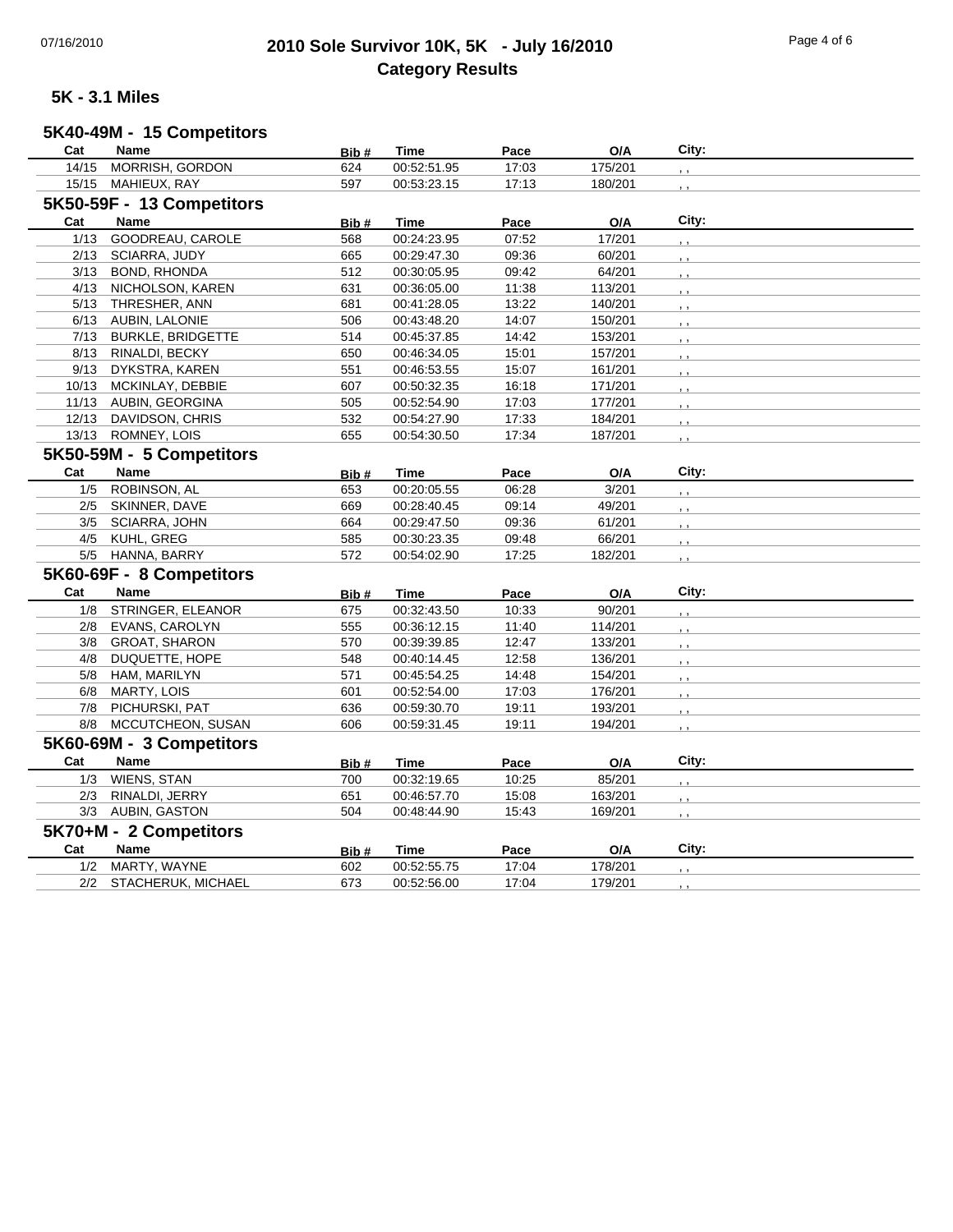# 2010 Sole Survivor 10K, 5K - July 16/2010
## Category Results

### 5K - 3.1 Miles

#### 5K40-49M - 15 Competitors

| Cat | Name | Bib # | Time | Pace | O/A | City: |
|---|---|---|---|---|---|---|
| 14/15 | MORRISH, GORDON | 624 | 00:52:51.95 | 17:03 | 175/201 | , , |
| 15/15 | MAHIEUX, RAY | 597 | 00:53:23.15 | 17:13 | 180/201 | , , |

#### 5K50-59F - 13 Competitors

| Cat | Name | Bib # | Time | Pace | O/A | City: |
|---|---|---|---|---|---|---|
| 1/13 | GOODREAU, CAROLE | 568 | 00:24:23.95 | 07:52 | 17/201 | , , |
| 2/13 | SCIARRA, JUDY | 665 | 00:29:47.30 | 09:36 | 60/201 | , , |
| 3/13 | BOND, RHONDA | 512 | 00:30:05.95 | 09:42 | 64/201 | , , |
| 4/13 | NICHOLSON, KAREN | 631 | 00:36:05.00 | 11:38 | 113/201 | , , |
| 5/13 | THRESHER, ANN | 681 | 00:41:28.05 | 13:22 | 140/201 | , , |
| 6/13 | AUBIN, LALONIE | 506 | 00:43:48.20 | 14:07 | 150/201 | , , |
| 7/13 | BURKLE, BRIDGETTE | 514 | 00:45:37.85 | 14:42 | 153/201 | , , |
| 8/13 | RINALDI, BECKY | 650 | 00:46:34.05 | 15:01 | 157/201 | , , |
| 9/13 | DYKSTRA, KAREN | 551 | 00:46:53.55 | 15:07 | 161/201 | , , |
| 10/13 | MCKINLAY, DEBBIE | 607 | 00:50:32.35 | 16:18 | 171/201 | , , |
| 11/13 | AUBIN, GEORGINA | 505 | 00:52:54.90 | 17:03 | 177/201 | , , |
| 12/13 | DAVIDSON, CHRIS | 532 | 00:54:27.90 | 17:33 | 184/201 | , , |
| 13/13 | ROMNEY, LOIS | 655 | 00:54:30.50 | 17:34 | 187/201 | , , |

#### 5K50-59M - 5 Competitors

| Cat | Name | Bib # | Time | Pace | O/A | City: |
|---|---|---|---|---|---|---|
| 1/5 | ROBINSON, AL | 653 | 00:20:05.55 | 06:28 | 3/201 | , , |
| 2/5 | SKINNER, DAVE | 669 | 00:28:40.45 | 09:14 | 49/201 | , , |
| 3/5 | SCIARRA, JOHN | 664 | 00:29:47.50 | 09:36 | 61/201 | , , |
| 4/5 | KUHL, GREG | 585 | 00:30:23.35 | 09:48 | 66/201 | , , |
| 5/5 | HANNA, BARRY | 572 | 00:54:02.90 | 17:25 | 182/201 | , , |

#### 5K60-69F - 8 Competitors

| Cat | Name | Bib # | Time | Pace | O/A | City: |
|---|---|---|---|---|---|---|
| 1/8 | STRINGER, ELEANOR | 675 | 00:32:43.50 | 10:33 | 90/201 | , , |
| 2/8 | EVANS, CAROLYN | 555 | 00:36:12.15 | 11:40 | 114/201 | , , |
| 3/8 | GROAT, SHARON | 570 | 00:39:39.85 | 12:47 | 133/201 | , , |
| 4/8 | DUQUETTE, HOPE | 548 | 00:40:14.45 | 12:58 | 136/201 | , , |
| 5/8 | HAM, MARILYN | 571 | 00:45:54.25 | 14:48 | 154/201 | , , |
| 6/8 | MARTY, LOIS | 601 | 00:52:54.00 | 17:03 | 176/201 | , , |
| 7/8 | PICHURSKI, PAT | 636 | 00:59:30.70 | 19:11 | 193/201 | , , |
| 8/8 | MCCUTCHEON, SUSAN | 606 | 00:59:31.45 | 19:11 | 194/201 | , , |

#### 5K60-69M - 3 Competitors

| Cat | Name | Bib # | Time | Pace | O/A | City: |
|---|---|---|---|---|---|---|
| 1/3 | WIENS, STAN | 700 | 00:32:19.65 | 10:25 | 85/201 | , , |
| 2/3 | RINALDI, JERRY | 651 | 00:46:57.70 | 15:08 | 163/201 | , , |
| 3/3 | AUBIN, GASTON | 504 | 00:48:44.90 | 15:43 | 169/201 | , , |

#### 5K70+M - 2 Competitors

| Cat | Name | Bib # | Time | Pace | O/A | City: |
|---|---|---|---|---|---|---|
| 1/2 | MARTY, WAYNE | 602 | 00:52:55.75 | 17:04 | 178/201 | , , |
| 2/2 | STACHERUK, MICHAEL | 673 | 00:52:56.00 | 17:04 | 179/201 | , , |